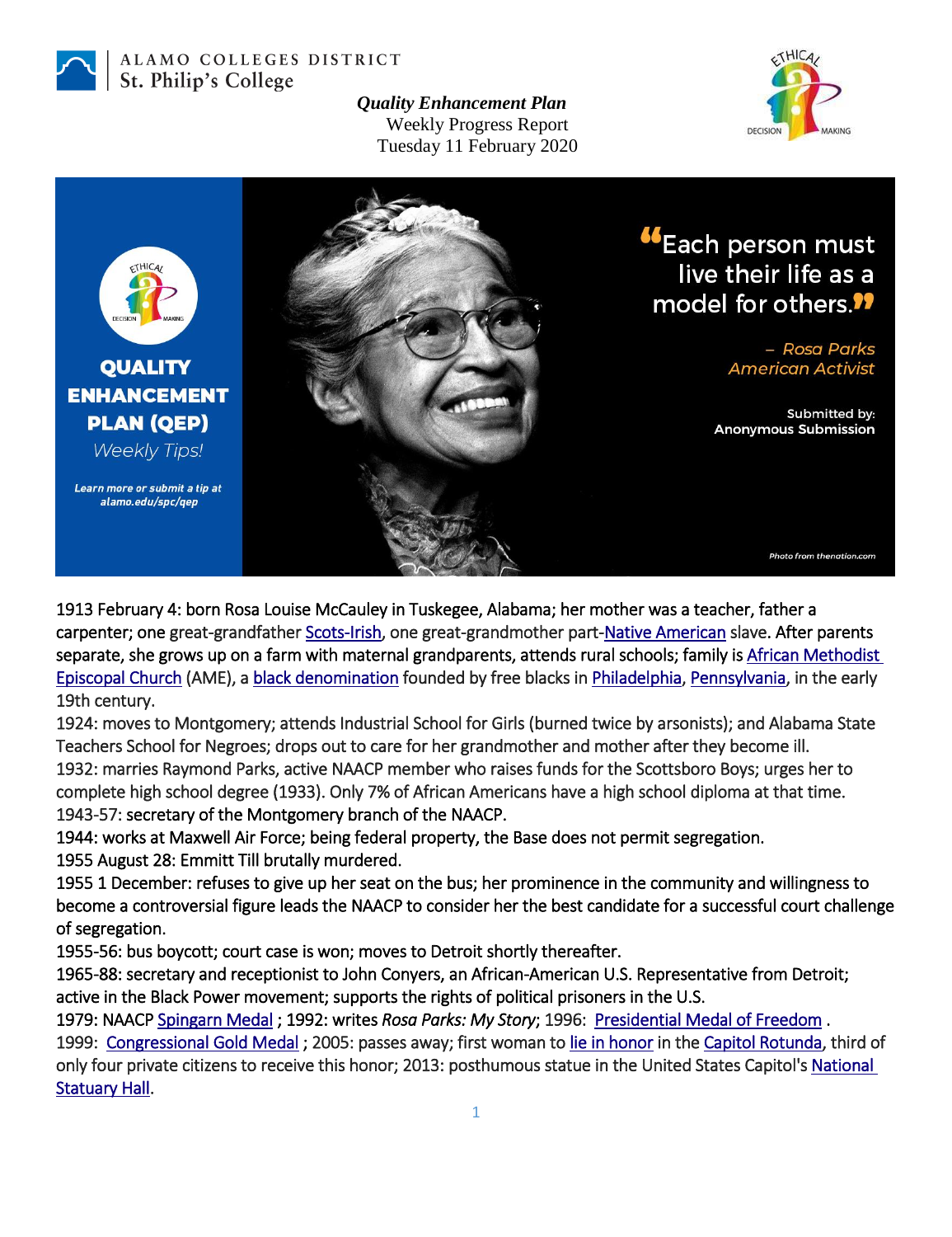ALAMO COLLEGES DISTRICT
St. Philip's College

***Quality Enhancement Plan***
Weekly Progress Report
Tuesday 11 February 2020

**QUALITY ENHANCEMENT PLAN (QEP)**
*Weekly Tips!*

*Learn more or submit a tip at alamo.edu/spc/qep*

> "Each person must live their life as a model for others."
>
> – *Rosa Parks, American Activist*

Submitted by: Anonymous Submission

*Photo from thenation.com*

1913 February 4: born Rosa Louise McCauley in Tuskegee, Alabama; her mother was a teacher, father a carpenter; one great-grandfather Scots-Irish, one great-grandmother part-Native American slave. After parents separate, she grows up on a farm with maternal grandparents, attends rural schools; family is African Methodist Episcopal Church (AME), a black denomination founded by free blacks in Philadelphia, Pennsylvania, in the early 19th century.

1924: moves to Montgomery; attends Industrial School for Girls (burned twice by arsonists); and Alabama State Teachers School for Negroes; drops out to care for her grandmother and mother after they become ill.

1932: marries Raymond Parks, active NAACP member who raises funds for the Scottsboro Boys; urges her to complete high school degree (1933). Only 7% of African Americans have a high school diploma at that time.

1943-57: secretary of the Montgomery branch of the NAACP.

1944: works at Maxwell Air Force; being federal property, the Base does not permit segregation.

1955 August 28: Emmitt Till brutally murdered.

1955 1 December: refuses to give up her seat on the bus; her prominence in the community and willingness to become a controversial figure leads the NAACP to consider her the best candidate for a successful court challenge of segregation.

1955-56: bus boycott; court case is won; moves to Detroit shortly thereafter.

1965-88: secretary and receptionist to John Conyers, an African-American U.S. Representative from Detroit; active in the Black Power movement; supports the rights of political prisoners in the U.S.

1979: NAACP Spingarn Medal ; 1992: writes *Rosa Parks: My Story*; 1996: Presidential Medal of Freedom .

1999: Congressional Gold Medal ; 2005: passes away; first woman to lie in honor in the Capitol Rotunda, third of only four private citizens to receive this honor; 2013: posthumous statue in the United States Capitol's National Statuary Hall.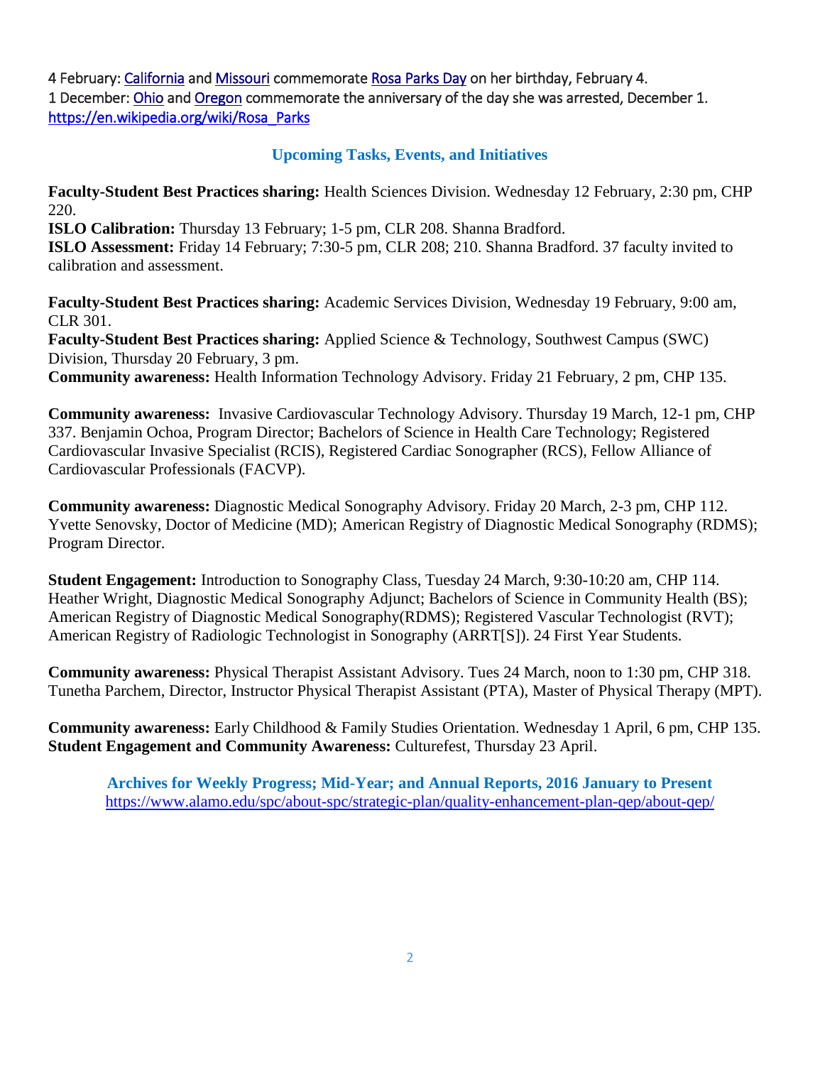4 February: California and Missouri commemorate Rosa Parks Day on her birthday, February 4.
1 December: Ohio and Oregon commemorate the anniversary of the day she was arrested, December 1.
https://en.wikipedia.org/wiki/Rosa_Parks

## Upcoming Tasks, Events, and Initiatives

**Faculty-Student Best Practices sharing:** Health Sciences Division. Wednesday 12 February, 2:30 pm, CHP 220.
**ISLO Calibration:** Thursday 13 February; 1-5 pm, CLR 208. Shanna Bradford.
**ISLO Assessment:** Friday 14 February; 7:30-5 pm, CLR 208; 210. Shanna Bradford. 37 faculty invited to calibration and assessment.

**Faculty-Student Best Practices sharing:** Academic Services Division, Wednesday 19 February, 9:00 am, CLR 301.
**Faculty-Student Best Practices sharing:** Applied Science & Technology, Southwest Campus (SWC) Division, Thursday 20 February, 3 pm.
**Community awareness:** Health Information Technology Advisory. Friday 21 February, 2 pm, CHP 135.

**Community awareness:** Invasive Cardiovascular Technology Advisory. Thursday 19 March, 12-1 pm, CHP 337. Benjamin Ochoa, Program Director; Bachelors of Science in Health Care Technology; Registered Cardiovascular Invasive Specialist (RCIS), Registered Cardiac Sonographer (RCS), Fellow Alliance of Cardiovascular Professionals (FACVP).

**Community awareness:** Diagnostic Medical Sonography Advisory. Friday 20 March, 2-3 pm, CHP 112. Yvette Senovsky, Doctor of Medicine (MD); American Registry of Diagnostic Medical Sonography (RDMS); Program Director.

**Student Engagement:** Introduction to Sonography Class, Tuesday 24 March, 9:30-10:20 am, CHP 114. Heather Wright, Diagnostic Medical Sonography Adjunct; Bachelors of Science in Community Health (BS); American Registry of Diagnostic Medical Sonography(RDMS); Registered Vascular Technologist (RVT); American Registry of Radiologic Technologist in Sonography (ARRT[S]). 24 First Year Students.

**Community awareness:** Physical Therapist Assistant Advisory. Tues 24 March, noon to 1:30 pm, CHP 318. Tunetha Parchem, Director, Instructor Physical Therapist Assistant (PTA), Master of Physical Therapy (MPT).

**Community awareness:** Early Childhood & Family Studies Orientation. Wednesday 1 April, 6 pm, CHP 135.
**Student Engagement and Community Awareness:** Culturefest, Thursday 23 April.

**Archives for Weekly Progress; Mid-Year; and Annual Reports, 2016 January to Present**
https://www.alamo.edu/spc/about-spc/strategic-plan/quality-enhancement-plan-qep/about-qep/